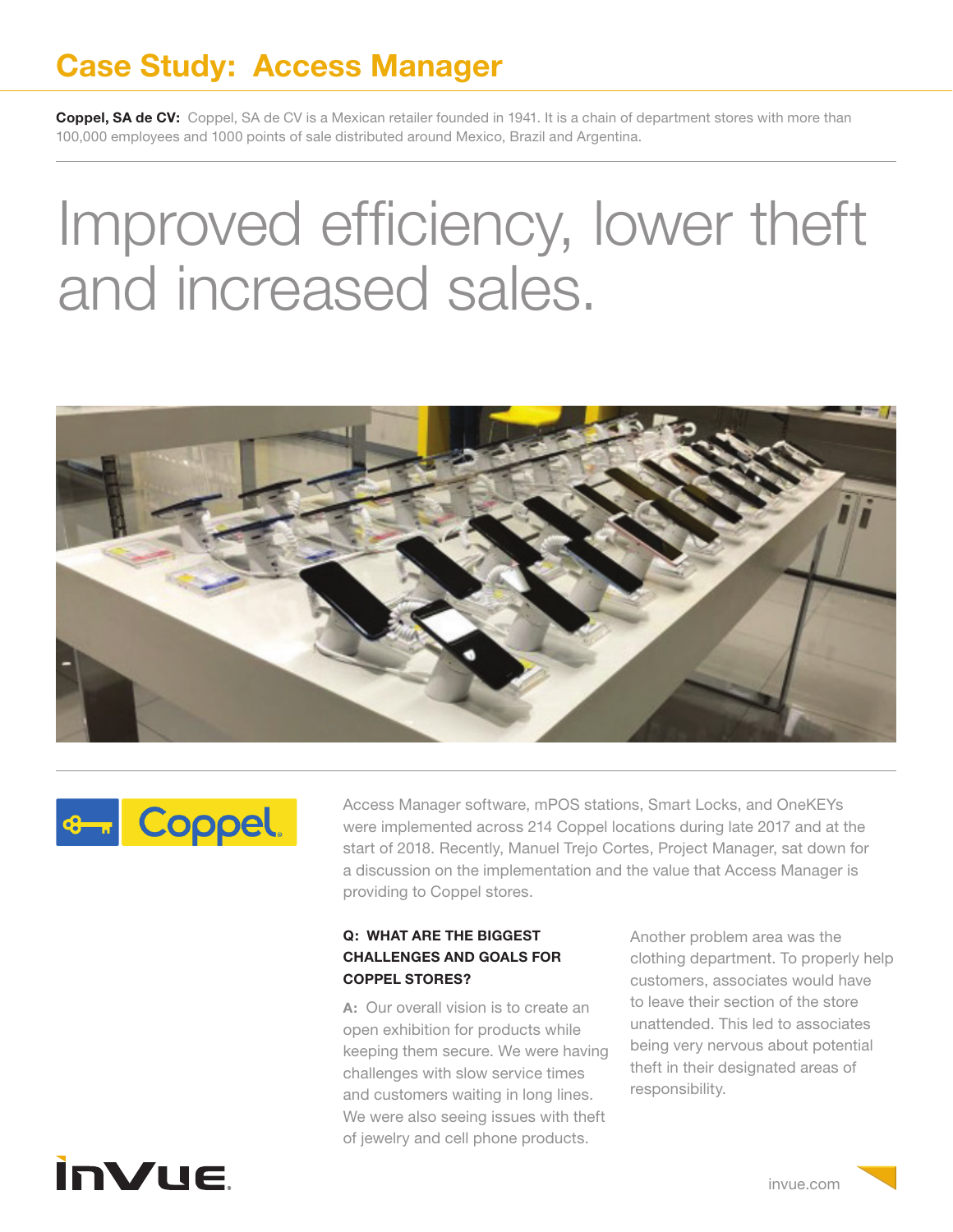# Case Study: Access Manager

**Coppel, SA de CV:** Coppel, SA de CV is a Mexican retailer founded in 1941. It is a chain of department stores with more than 100,000 employees and 1000 points of sale distributed around Mexico, Brazil and Argentina.

## Improved efficiency, lower theft and increased sales.

Access Manager software, mPOS stations, Smart Locks, and OneKEYs were implemented across 214 Coppel locations during late 2017 and at the start of 2018. Recently, Manuel Trejo Cortes, Project Manager, sat down for a discussion on the implementation and the value that Access Manager is providing to Coppel stores.

**Q: WHAT ARE THE BIGGEST CHALLENGES AND GOALS FOR COPPEL STORES?**

A: Our overall vision is to create an open exhibition for products while keeping them secure. We were having challenges with slow service times and customers waiting in long lines. We were also seeing issues with theft of jewelry and cell phone products.

Another problem area was the clothing department. To properly help customers, associates would have to leave their section of the store unattended. This led to associates being very nervous about potential theft in their designated areas of responsibility.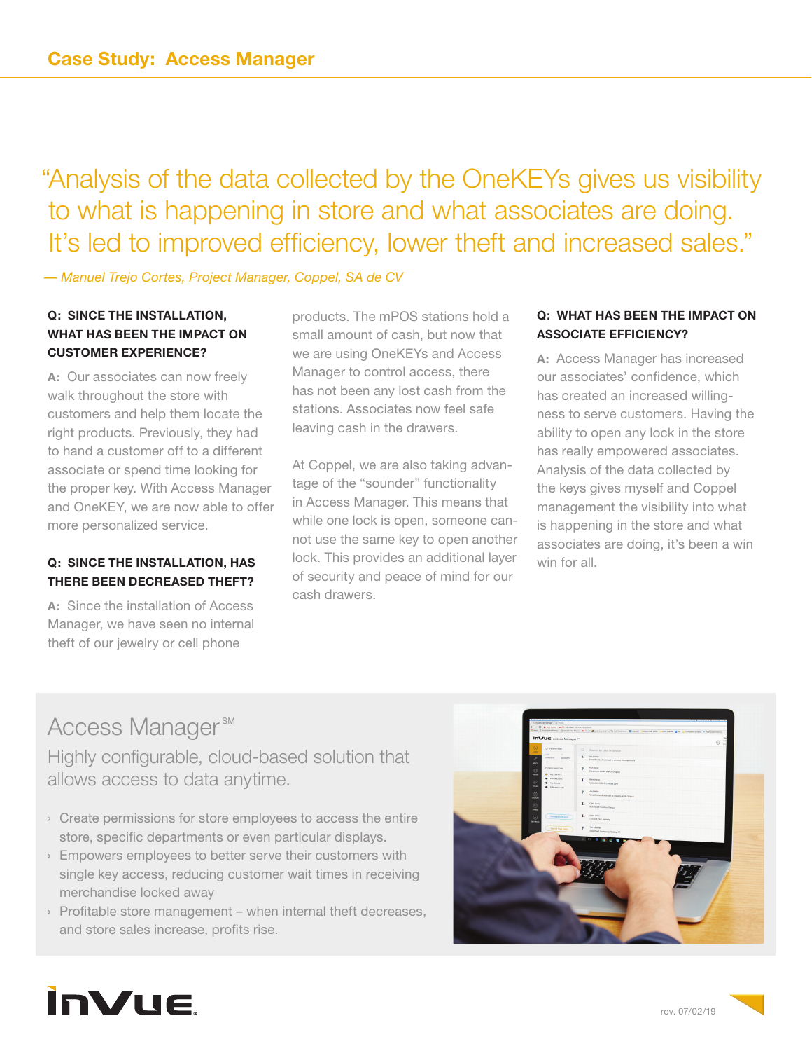## Case Study: Access Manager

# "Analysis of the data collected by the OneKEYs gives us visibility to what is happening in store and what associates are doing. It's led to improved efficiency, lower theft and increased sales."

*— Manuel Trejo Cortes, Project Manager, Coppel, SA de CV*

**Q: SINCE THE INSTALLATION, WHAT HAS BEEN THE IMPACT ON CUSTOMER EXPERIENCE?**

**A:** Our associates can now freely walk throughout the store with customers and help them locate the right products. Previously, they had to hand a customer off to a different associate or spend time looking for the proper key. With Access Manager and OneKEY, we are now able to offer more personalized service.

**Q: SINCE THE INSTALLATION, HAS THERE BEEN DECREASED THEFT?**

**A:** Since the installation of Access Manager, we have seen no internal theft of our jewelry or cell phone products. The mPOS stations hold a small amount of cash, but now that we are using OneKEYs and Access Manager to control access, there has not been any lost cash from the stations. Associates now feel safe leaving cash in the drawers.

At Coppel, we are also taking advantage of the "sounder" functionality in Access Manager. This means that while one lock is open, someone cannot use the same key to open another lock. This provides an additional layer of security and peace of mind for our cash drawers.

**Q: WHAT HAS BEEN THE IMPACT ON ASSOCIATE EFFICIENCY?**

**A:** Access Manager has increased our associates' confidence, which has created an increased willingness to serve customers. Having the ability to open any lock in the store has really empowered associates. Analysis of the data collected by the keys gives myself and Coppel management the visibility into what is happening in the store and what associates are doing, it's been a win win for all.

## Access Manager[SM]

### Highly configurable, cloud-based solution that allows access to data anytime.

- Create permissions for store employees to access the entire store, specific departments or even particular displays.
- Empowers employees to better serve their customers with single key access, reducing customer wait times in receiving merchandise locked away
- Profitable store management – when internal theft decreases, and store sales increase, profits rise.

InVue

rev. 07/02/19